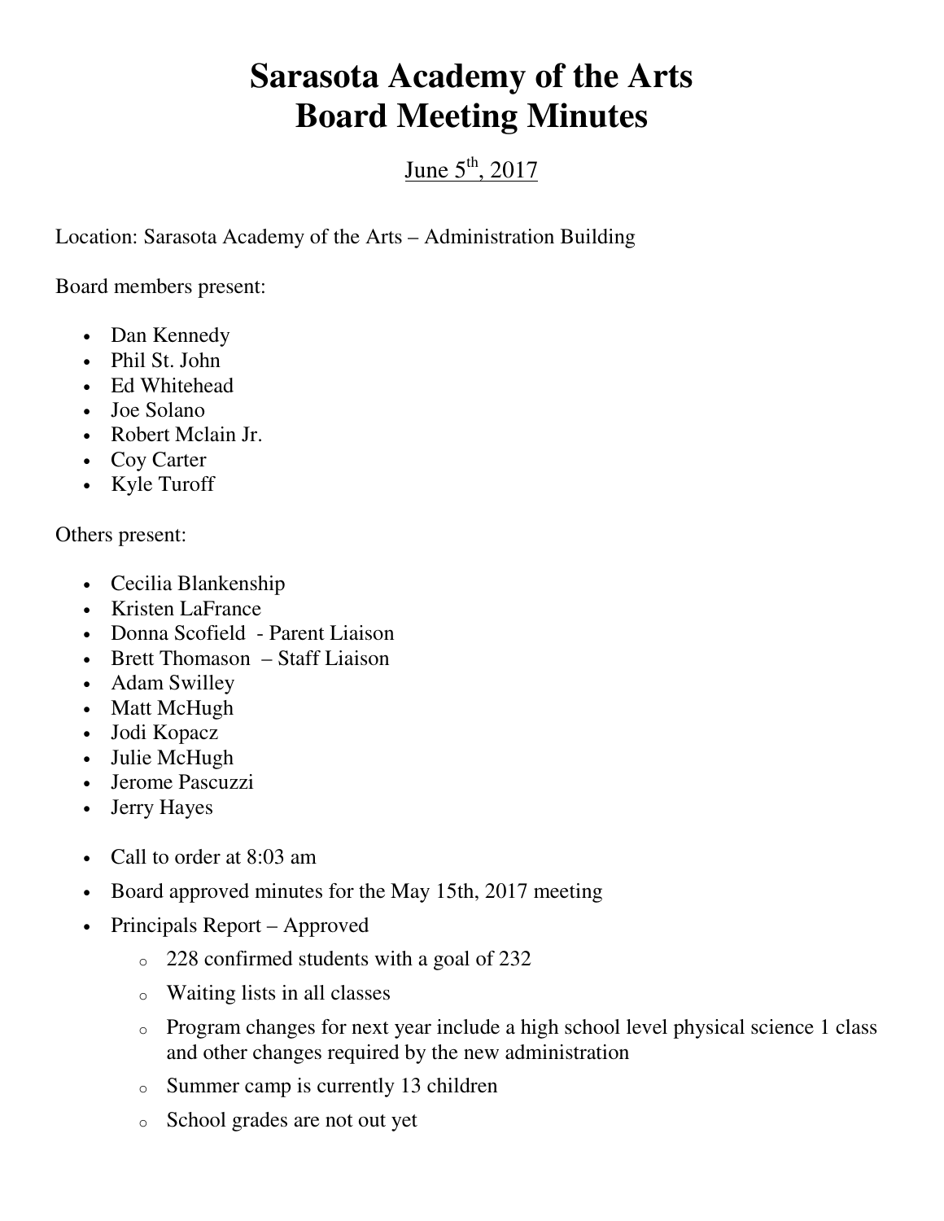# Sarasota Academy of the Arts
# Board Meeting Minutes

June 5th, 2017

Location: Sarasota Academy of the Arts – Administration Building

Board members present:

- Dan Kennedy
- Phil St. John
- Ed Whitehead
- Joe Solano
- Robert Mclain Jr.
- Coy Carter
- Kyle Turoff

Others present:

- Cecilia Blankenship
- Kristen LaFrance
- Donna Scofield - Parent Liaison
- Brett Thomason – Staff Liaison
- Adam Swilley
- Matt McHugh
- Jodi Kopacz
- Julie McHugh
- Jerome Pascuzzi
- Jerry Hayes

- Call to order at 8:03 am
- Board approved minutes for the May 15th, 2017 meeting
- Principals Report – Approved
  - 228 confirmed students with a goal of 232
  - Waiting lists in all classes
  - Program changes for next year include a high school level physical science 1 class and other changes required by the new administration
  - Summer camp is currently 13 children
  - School grades are not out yet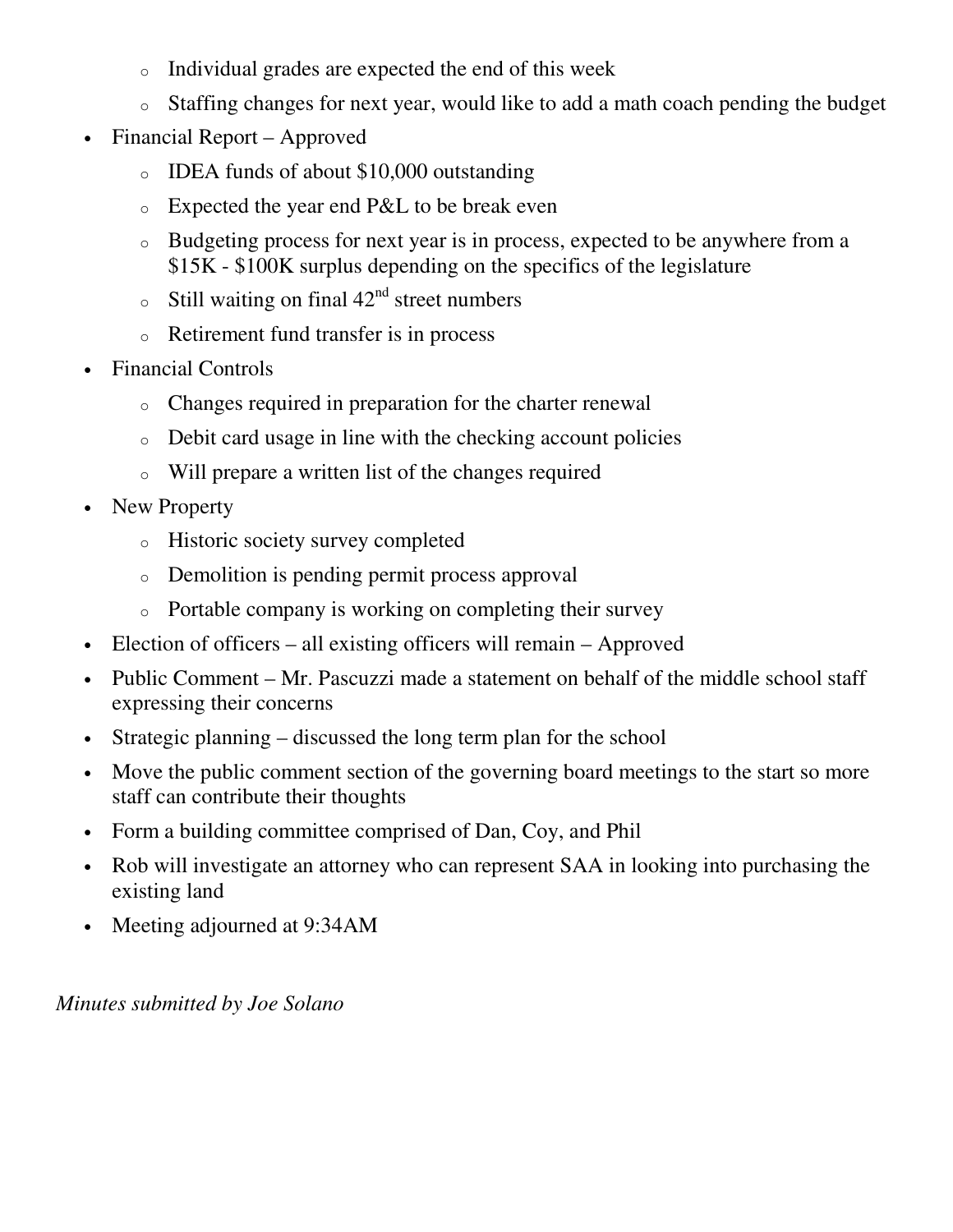- Individual grades are expected the end of this week
  - Staffing changes for next year, would like to add a math coach pending the budget
- Financial Report – Approved
  - IDEA funds of about $10,000 outstanding
  - Expected the year end P&L to be break even
  - Budgeting process for next year is in process, expected to be anywhere from a $15K - $100K surplus depending on the specifics of the legislature
  - Still waiting on final 42nd street numbers
  - Retirement fund transfer is in process
- Financial Controls
  - Changes required in preparation for the charter renewal
  - Debit card usage in line with the checking account policies
  - Will prepare a written list of the changes required
- New Property
  - Historic society survey completed
  - Demolition is pending permit process approval
  - Portable company is working on completing their survey
- Election of officers – all existing officers will remain – Approved
- Public Comment – Mr. Pascuzzi made a statement on behalf of the middle school staff expressing their concerns
- Strategic planning – discussed the long term plan for the school
- Move the public comment section of the governing board meetings to the start so more staff can contribute their thoughts
- Form a building committee comprised of Dan, Coy, and Phil
- Rob will investigate an attorney who can represent SAA in looking into purchasing the existing land
- Meeting adjourned at 9:34AM

*Minutes submitted by Joe Solano*